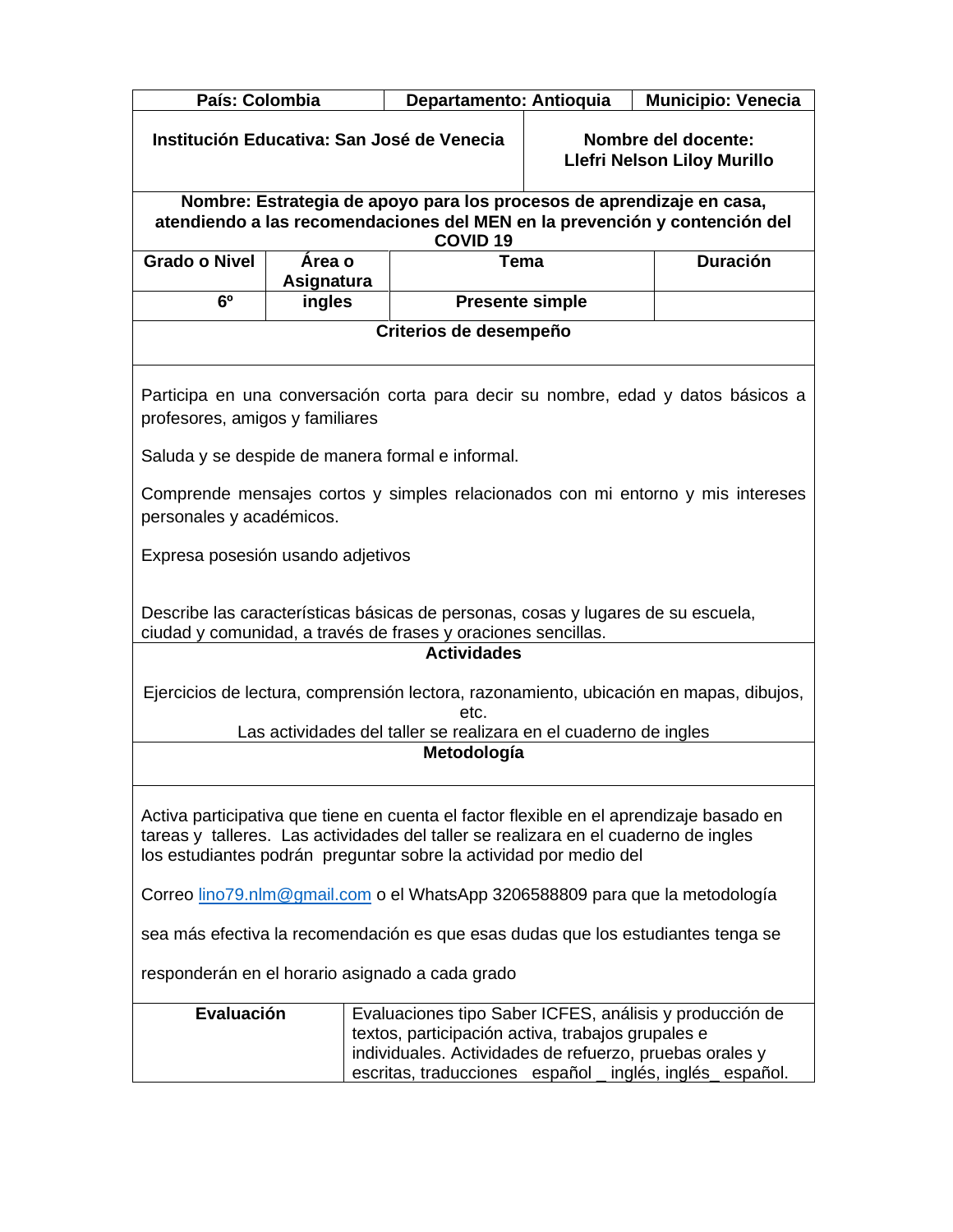| País: Colombia | Departamento: Antioquia | Municipio: Venecia |
|---|---|---|
| **Institución Educativa: San José de Venecia** | **Nombre del docente: Llefri Nelson Liloy Murillo** | |

**Nombre: Estrategia de apoyo para los procesos de aprendizaje en casa, atendiendo a las recomendaciones del MEN en la prevención y contención del COVID 19**

| Grado o Nivel | Área o Asignatura | Tema | Duración |
|---|---|---|---|
| 6º | ingles | Presente simple | |

**Criterios de desempeño**

Participa en una conversación corta para decir su nombre, edad y datos básicos a profesores, amigos y familiares

Saluda y se despide de manera formal e informal.

Comprende mensajes cortos y simples relacionados con mi entorno y mis intereses personales y académicos.

Expresa posesión usando adjetivos

Describe las características básicas de personas, cosas y lugares de su escuela, ciudad y comunidad, a través de frases y oraciones sencillas.

**Actividades**

Ejercicios de lectura, comprensión lectora, razonamiento, ubicación en mapas, dibujos, etc.
Las actividades del taller se realizara en el cuaderno de ingles

**Metodología**

Activa participativa que tiene en cuenta el factor flexible en el aprendizaje basado en tareas y talleres. Las actividades del taller se realizara en el cuaderno de ingles los estudiantes podrán preguntar sobre la actividad por medio del

Correo lino79.nlm@gmail.com o el WhatsApp 3206588809 para que la metodología

sea más efectiva la recomendación es que esas dudas que los estudiantes tenga se

responderán en el horario asignado a cada grado

| **Evaluación** | Evaluaciones tipo Saber ICFES, análisis y producción de textos, participación activa, trabajos grupales e individuales. Actividades de refuerzo, pruebas orales y escritas, traducciones español _ inglés, inglés_ español. |
|---|---|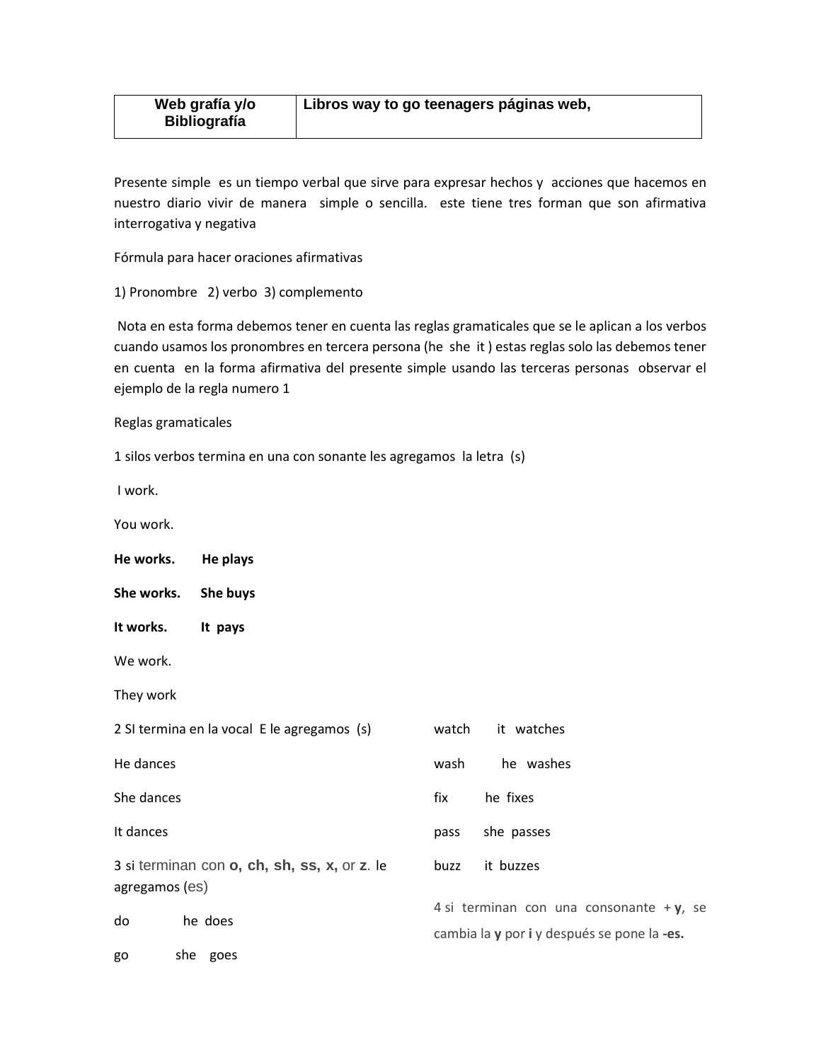| Web grafía y/o Bibliografía | Libros way to go teenagers páginas web, |
|---|---|

Presente simple es un tiempo verbal que sirve para expresar hechos y acciones que hacemos en nuestro diario vivir de manera simple o sencilla. este tiene tres forman que son afirmativa interrogativa y negativa

Fórmula para hacer oraciones afirmativas

1) Pronombre 2) verbo 3) complemento

Nota en esta forma debemos tener en cuenta las reglas gramaticales que se le aplican a los verbos cuando usamos los pronombres en tercera persona (he she it ) estas reglas solo las debemos tener en cuenta en la forma afirmativa del presente simple usando las terceras personas observar el ejemplo de la regla numero 1

Reglas gramaticales

1 silos verbos termina en una con sonante les agregamos la letra (s)

I work.

You work.

**He works.** **He plays**

**She works.** **She buys**

**It works.** **It pays**

We work.

They work

2 SI termina en la vocal E le agregamos (s)

He dances

She dances

It dances

3 si terminan con **o, ch, sh, ss, x,** or **z**. le agregamos (es)

do he does

go she goes

watch it watches

wash he washes

fix he fixes

pass she passes

buzz it buzzes

4 si terminan con una consonante + **y**, se cambia la **y** por **i** y después se pone la **-es.**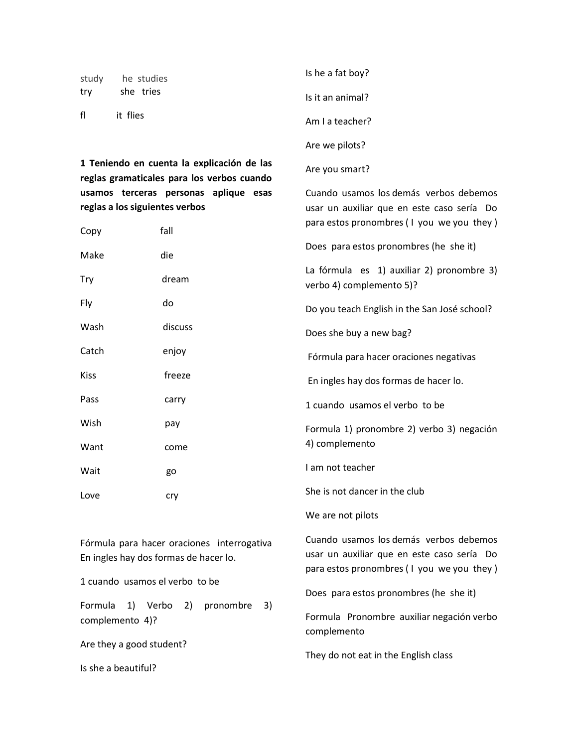study &nbsp;&nbsp;&nbsp;&nbsp; he studies
try &nbsp;&nbsp;&nbsp;&nbsp; she tries

fl &nbsp;&nbsp;&nbsp;&nbsp; it flies

**1 Teniendo en cuenta la explicación de las reglas gramaticales para los verbos cuando usamos terceras personas aplique esas reglas a los siguientes verbos**

| | |
|---|---|
| Copy | fall |
| Make | die |
| Try | dream |
| Fly | do |
| Wash | discuss |
| Catch | enjoy |
| Kiss | freeze |
| Pass | carry |
| Wish | pay |
| Want | come |
| Wait | go |
| Love | cry |

Fórmula para hacer oraciones interrogativa En ingles hay dos formas de hacer lo.

1 cuando usamos el verbo to be

Formula 1) Verbo 2) pronombre 3) complemento 4)?

Are they a good student?

Is she a beautiful?

Is he a fat boy?

Is it an animal?

Am I a teacher?

Are we pilots?

Are you smart?

Cuando usamos los demás verbos debemos usar un auxiliar que en este caso sería Do para estos pronombres ( I you we you they )

Does para estos pronombres (he she it)

La fórmula es 1) auxiliar 2) pronombre 3) verbo 4) complemento 5)?

Do you teach English in the San José school?

Does she buy a new bag?

Fórmula para hacer oraciones negativas

En ingles hay dos formas de hacer lo.

1 cuando usamos el verbo to be

Formula 1) pronombre 2) verbo 3) negación 4) complemento

I am not teacher

She is not dancer in the club

We are not pilots

Cuando usamos los demás verbos debemos usar un auxiliar que en este caso sería Do para estos pronombres ( I you we you they )

Does para estos pronombres (he she it)

Formula Pronombre auxiliar negación verbo complemento

They do not eat in the English class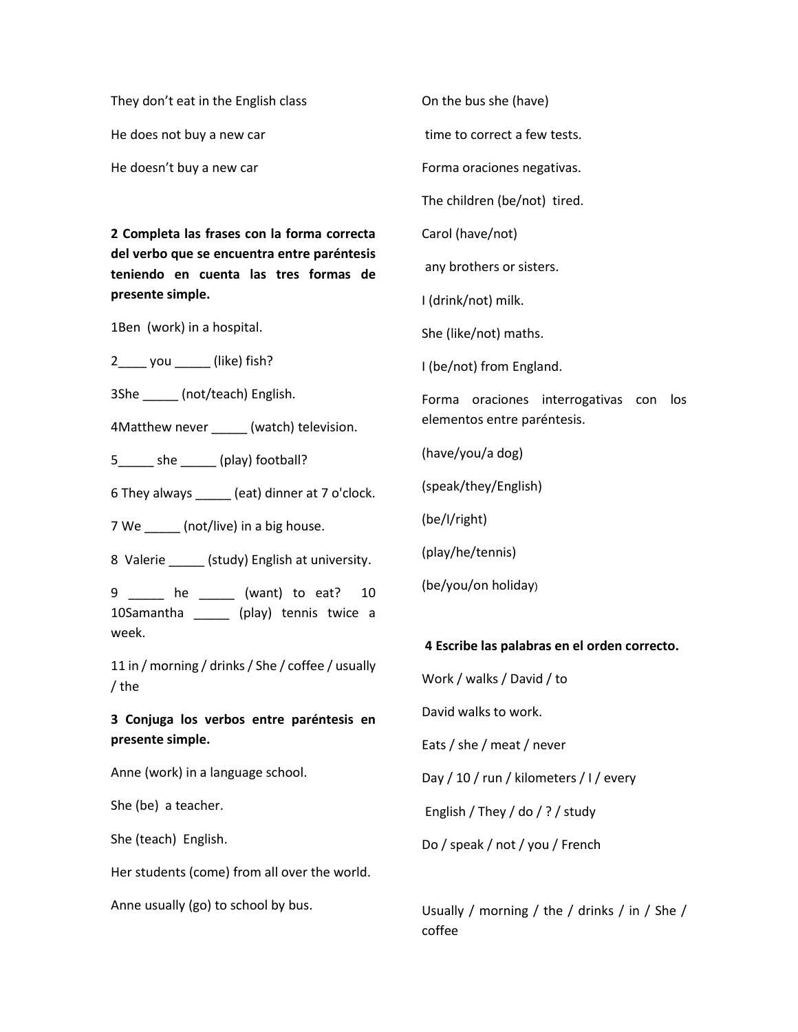They don't eat in the English class

He does not buy a new car

He doesn't buy a new car

**2 Completa las frases con la forma correcta del verbo que se encuentra entre paréntesis teniendo en cuenta las tres formas de presente simple.**

1Ben (work) in a hospital.

2____ you _____ (like) fish?

3She _____ (not/teach) English.

4Matthew never _____ (watch) television.

5_____ she _____ (play) football?

6 They always _____ (eat) dinner at 7 o'clock.

7 We _____ (not/live) in a big house.

8 Valerie _____ (study) English at university.

9 _____ he _____ (want) to eat? 10 10Samantha _____ (play) tennis twice a week.

11 in / morning / drinks / She / coffee / usually / the

**3 Conjuga los verbos entre paréntesis en presente simple.**

Anne (work) in a language school.

She (be) a teacher.

She (teach) English.

Her students (come) from all over the world.

Anne usually (go) to school by bus.

On the bus she (have)

time to correct a few tests.

Forma oraciones negativas.

The children (be/not) tired.

Carol (have/not)

any brothers or sisters.

I (drink/not) milk.

She (like/not) maths.

I (be/not) from England.

Forma oraciones interrogativas con los elementos entre paréntesis.

(have/you/a dog)

(speak/they/English)

(be/I/right)

(play/he/tennis)

(be/you/on holiday)

**4 Escribe las palabras en el orden correcto.**

Work / walks / David / to

David walks to work.

Eats / she / meat / never

Day / 10 / run / kilometers / I / every

English / They / do / ? / study

Do / speak / not / you / French

Usually / morning / the / drinks / in / She / coffee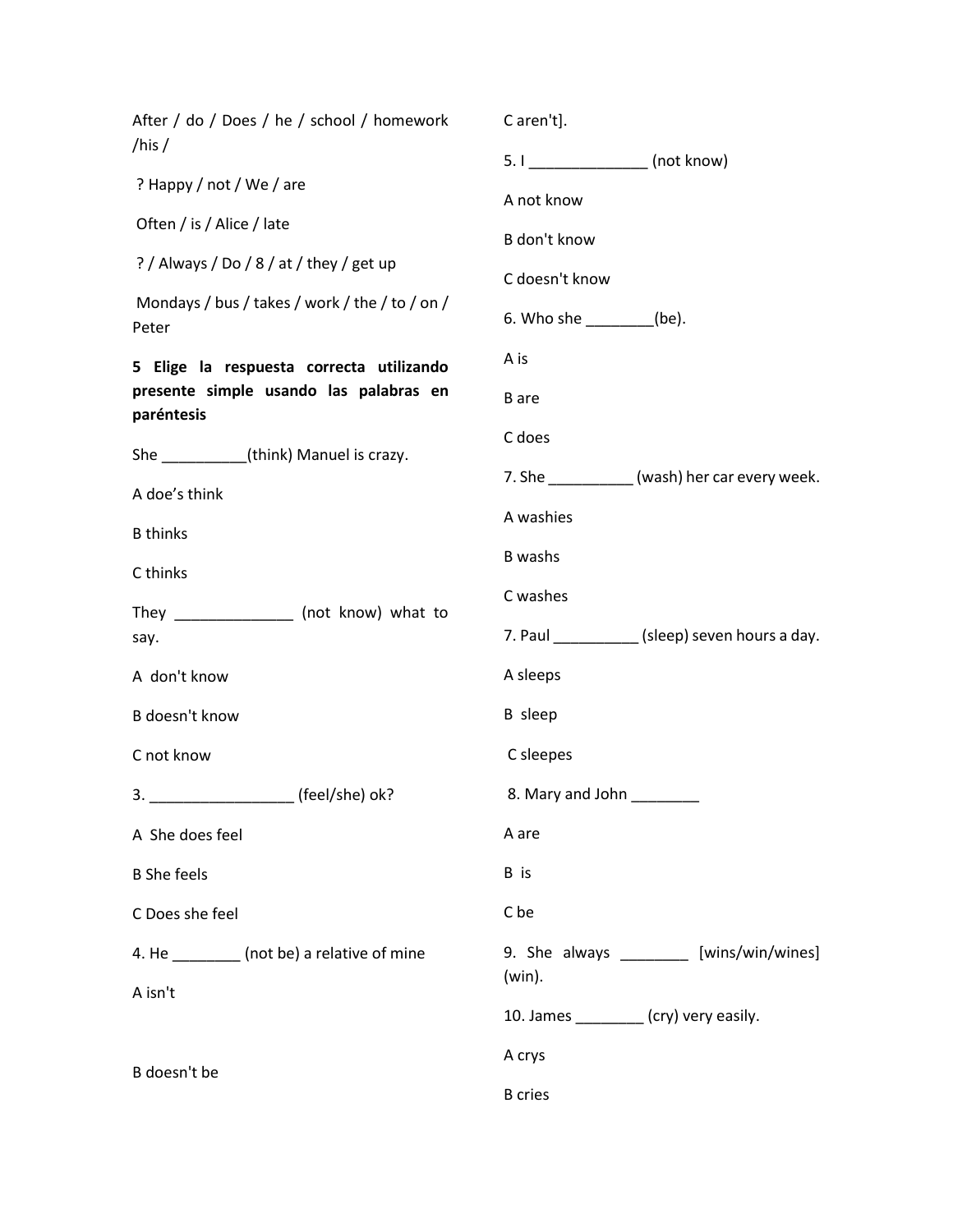After / do / Does / he / school / homework /his /

? Happy / not / We / are

Often / is / Alice / late

? / Always / Do / 8 / at / they / get up

Mondays / bus / takes / work / the / to / on / Peter

**5 Elige la respuesta correcta utilizando presente simple usando las palabras en paréntesis**

She __________(think) Manuel is crazy.

A doe's think

B thinks

C thinks

They ______________ (not know) what to say.

A don't know

B doesn't know

C not know

3. _________________ (feel/she) ok?

A She does feel

B She feels

C Does she feel

4. He ________ (not be) a relative of mine

A isn't

B doesn't be

C aren't].

5. I ______________ (not know)

A not know

B don't know

C doesn't know

6. Who she ________(be).

A is

B are

C does

7. She __________ (wash) her car every week.

A washies

B washs

C washes

7. Paul __________ (sleep) seven hours a day.

A sleeps

B sleep

C sleepes

8. Mary and John ________

A are

B is

C be

9. She always ________ [wins/win/wines] (win).

10. James ________ (cry) very easily.

A crys

B cries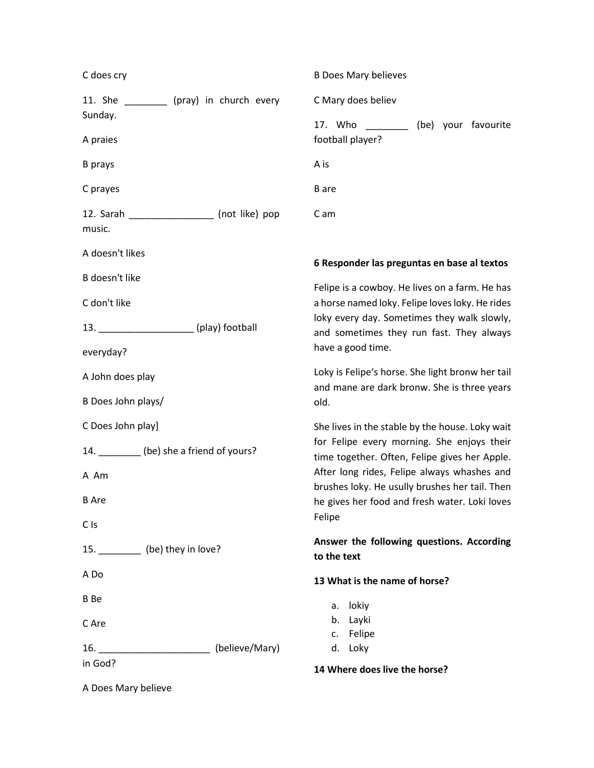C does cry

11. She ________ (pray) in church every Sunday.

A praies

B prays

C prayes

12. Sarah ________________ (not like) pop music.

A doesn't likes

B doesn't like

C don't like

13. __________________ (play) football

everyday?

A John does play

B Does John plays/

C Does John play]

14. ________ (be) she a friend of yours?

A Am

B Are

C Is

15. ________ (be) they in love?

A Do

B Be

C Are

16. _____________________ (believe/Mary) in God?

A Does Mary believe

B Does Mary believes

C Mary does believ

17. Who ________ (be) your favourite football player?

A is

B are

C am

**6 Responder las preguntas en base al textos**

Felipe is a cowboy. He lives on a farm. He has a horse named loky. Felipe loves loky. He rides loky every day. Sometimes they walk slowly, and sometimes they run fast. They always have a good time.

Loky is Felipe's horse. She light bronw her tail and mane are dark bronw. She is three years old.

She lives in the stable by the house. Loky wait for Felipe every morning. She enjoys their time together. Often, Felipe gives her Apple. After long rides, Felipe always whashes and brushes loky. He usully brushes her tail. Then he gives her food and fresh water. Loki loves Felipe

**Answer the following questions. According to the text**

**13 What is the name of horse?**

a. lokiy
b. Layki
c. Felipe
d. Loky

**14 Where does live the horse?**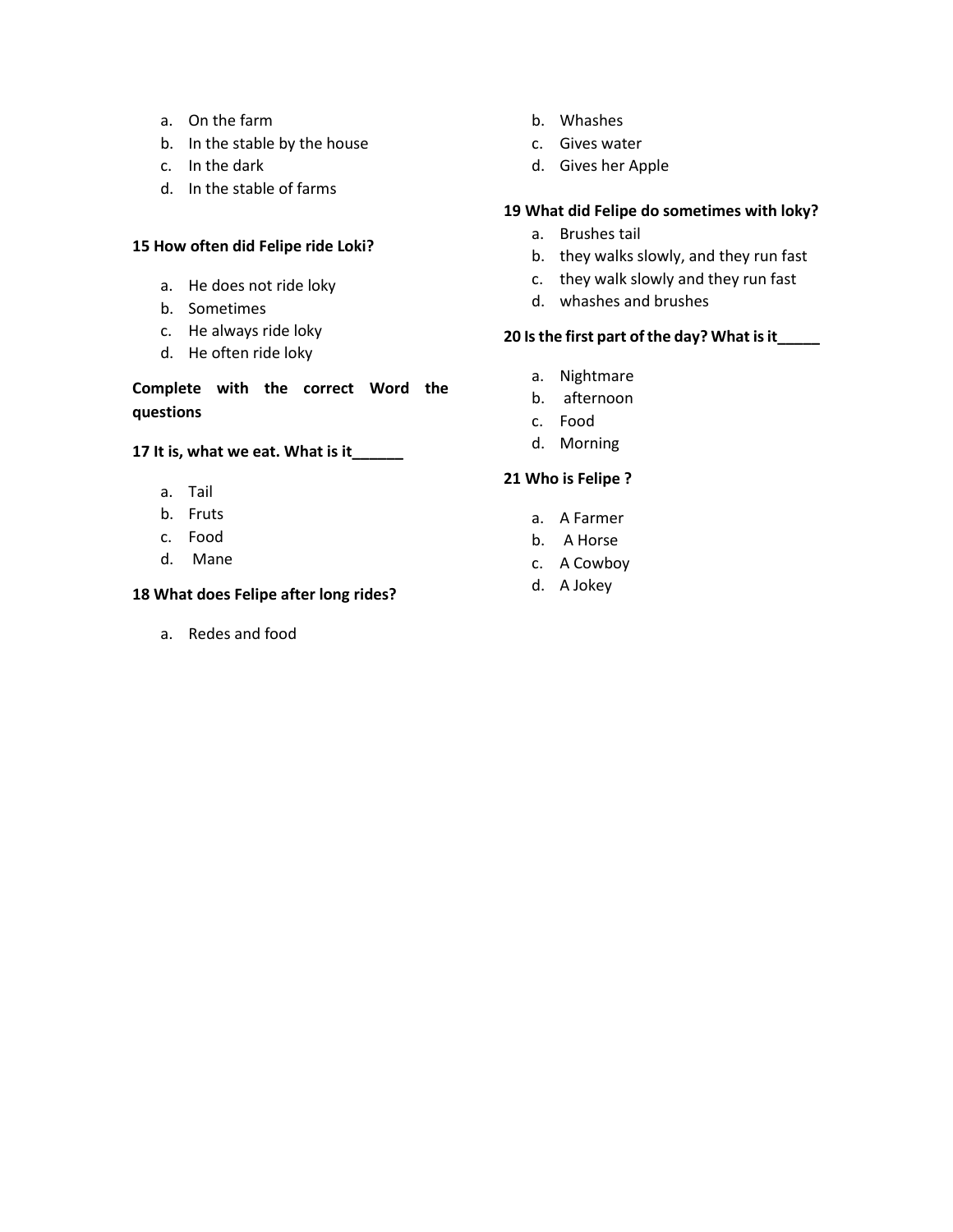a. On the farm
b. In the stable by the house
c. In the dark
d. In the stable of farms

**15 How often did Felipe ride Loki?**

a. He does not ride loky
b. Sometimes
c. He always ride loky
d. He often ride loky

**Complete with the correct Word the questions**

**17 It is, what we eat. What is it______**

a. Tail
b. Fruts
c. Food
d. Mane

**18 What does Felipe after long rides?**

a. Redes and food
b. Whashes
c. Gives water
d. Gives her Apple

**19 What did Felipe do sometimes with loky?**

a. Brushes tail
b. they walks slowly, and they run fast
c. they walk slowly and they run fast
d. whashes and brushes

**20 Is the first part of the day? What is it_____**

a. Nightmare
b. afternoon
c. Food
d. Morning

**21 Who is Felipe ?**

a. A Farmer
b. A Horse
c. A Cowboy
d. A Jokey